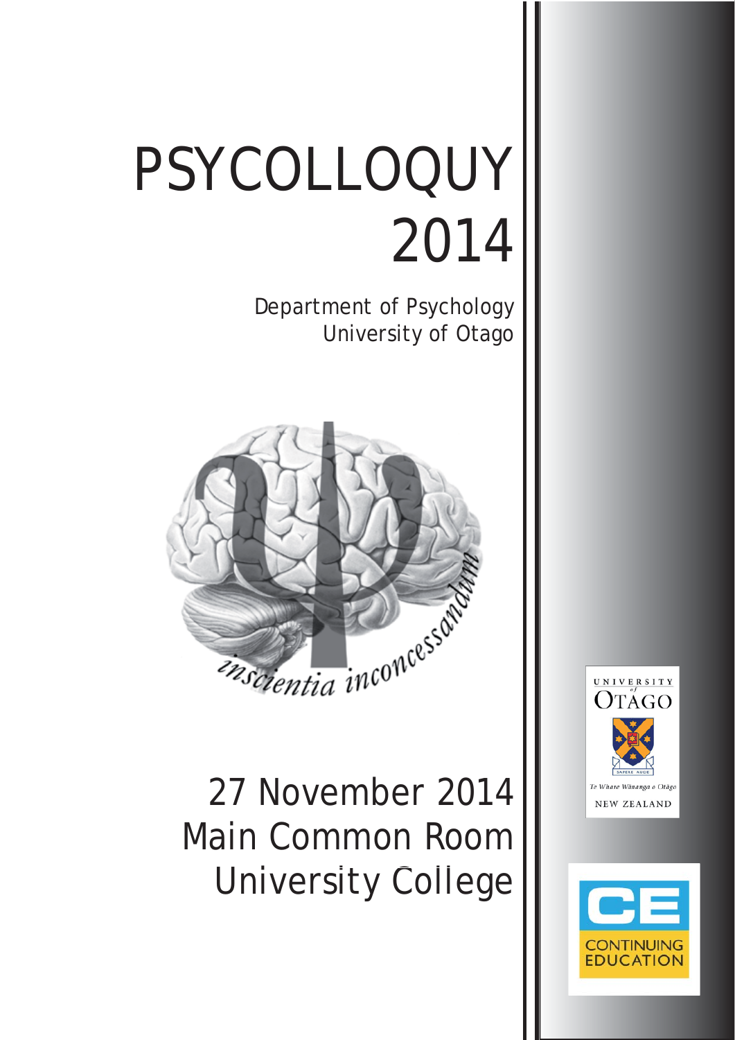# PSYCOLLOQUY 2014

Department of Psychology
University of Otago

*inscientia inconcessandum*

27 November 2014
Main Common Room
University College

UNIVERSITY of OTAGO
SAPERE AUDE
Te Whare Wānanga o Otāgo
NEW ZEALAND

CE
CONTINUING EDUCATION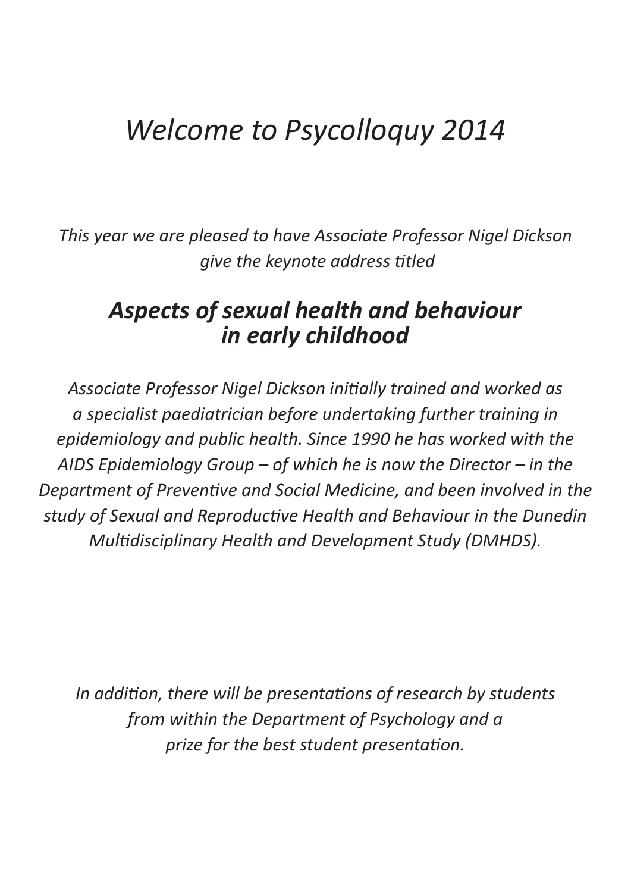# *Welcome to Psycolloquy 2014*

*This year we are pleased to have Associate Professor Nigel Dickson give the keynote address titled*

## ***Aspects of sexual health and behaviour in early childhood***

*Associate Professor Nigel Dickson initially trained and worked as a specialist paediatrician before undertaking further training in epidemiology and public health. Since 1990 he has worked with the AIDS Epidemiology Group – of which he is now the Director – in the Department of Preventive and Social Medicine, and been involved in the study of Sexual and Reproductive Health and Behaviour in the Dunedin Multidisciplinary Health and Development Study (DMHDS).*

*In addition, there will be presentations of research by students from within the Department of Psychology and a prize for the best student presentation.*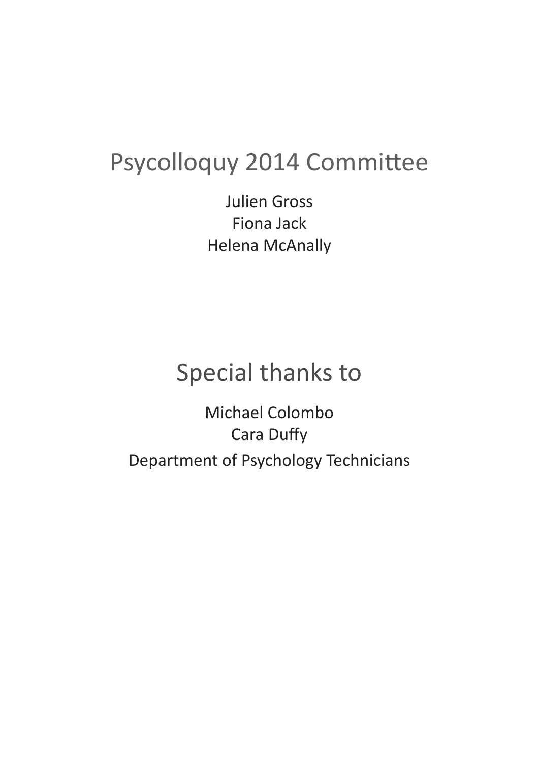## Psycolloquy 2014 Committee

Julien Gross
Fiona Jack
Helena McAnally

## Special thanks to

Michael Colombo
Cara Duffy
Department of Psychology Technicians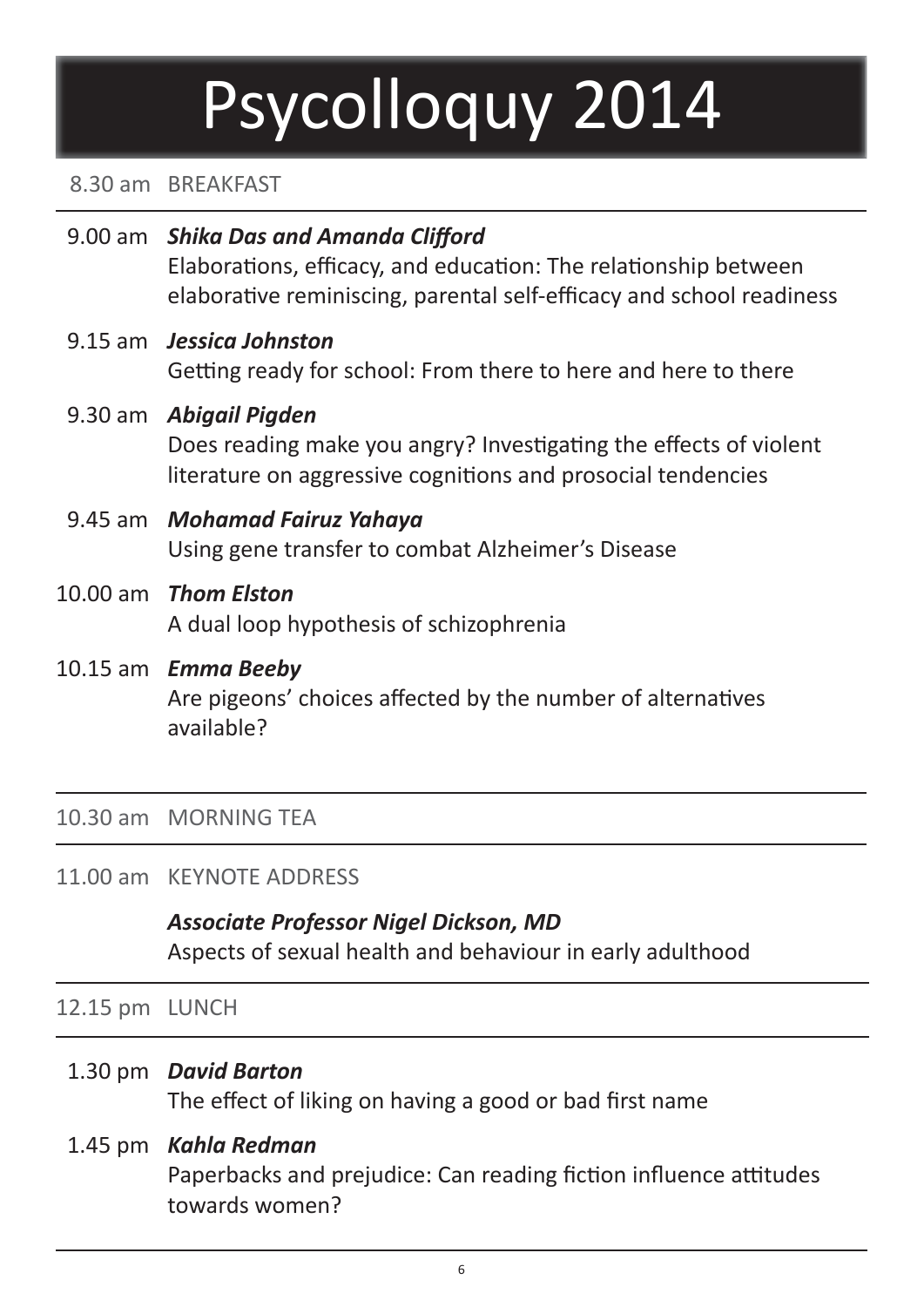# Psycolloquy 2014

8.30 am BREAKFAST

---

9.00 am ***Shika Das and Amanda Clifford***
Elaborations, efficacy, and education: The relationship between elaborative reminiscing, parental self-efficacy and school readiness

9.15 am ***Jessica Johnston***
Getting ready for school: From there to here and here to there

9.30 am ***Abigail Pigden***
Does reading make you angry? Investigating the effects of violent literature on aggressive cognitions and prosocial tendencies

9.45 am ***Mohamad Fairuz Yahaya***
Using gene transfer to combat Alzheimer's Disease

10.00 am ***Thom Elston***
A dual loop hypothesis of schizophrenia

10.15 am ***Emma Beeby***
Are pigeons' choices affected by the number of alternatives available?

---

10.30 am MORNING TEA

---

11.00 am KEYNOTE ADDRESS

***Associate Professor Nigel Dickson, MD***
Aspects of sexual health and behaviour in early adulthood

---

12.15 pm LUNCH

---

1.30 pm ***David Barton***
The effect of liking on having a good or bad first name

1.45 pm ***Kahla Redman***
Paperbacks and prejudice: Can reading fiction influence attitudes towards women?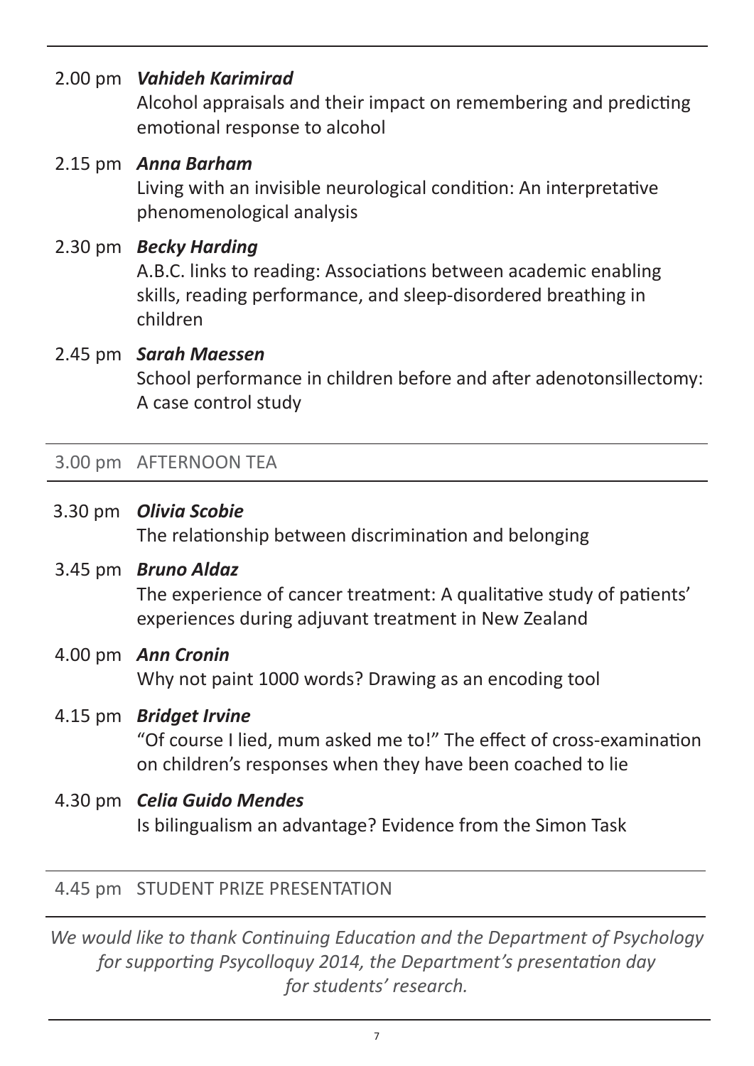2.00 pm ***Vahideh Karimirad***
Alcohol appraisals and their impact on remembering and predicting emotional response to alcohol

2.15 pm ***Anna Barham***
Living with an invisible neurological condition: An interpretative phenomenological analysis

2.30 pm ***Becky Harding***
A.B.C. links to reading: Associations between academic enabling skills, reading performance, and sleep-disordered breathing in children

2.45 pm ***Sarah Maessen***
School performance in children before and after adenotonsillectomy: A case control study

---

3.00 pm AFTERNOON TEA

---

3.30 pm ***Olivia Scobie***
The relationship between discrimination and belonging

3.45 pm ***Bruno Aldaz***
The experience of cancer treatment: A qualitative study of patients' experiences during adjuvant treatment in New Zealand

4.00 pm ***Ann Cronin***
Why not paint 1000 words? Drawing as an encoding tool

4.15 pm ***Bridget Irvine***
"Of course I lied, mum asked me to!" The effect of cross-examination on children's responses when they have been coached to lie

4.30 pm ***Celia Guido Mendes***
Is bilingualism an advantage? Evidence from the Simon Task

---

4.45 pm STUDENT PRIZE PRESENTATION

---

*We would like to thank Continuing Education and the Department of Psychology for supporting Psycolloquy 2014, the Department's presentation day for students' research.*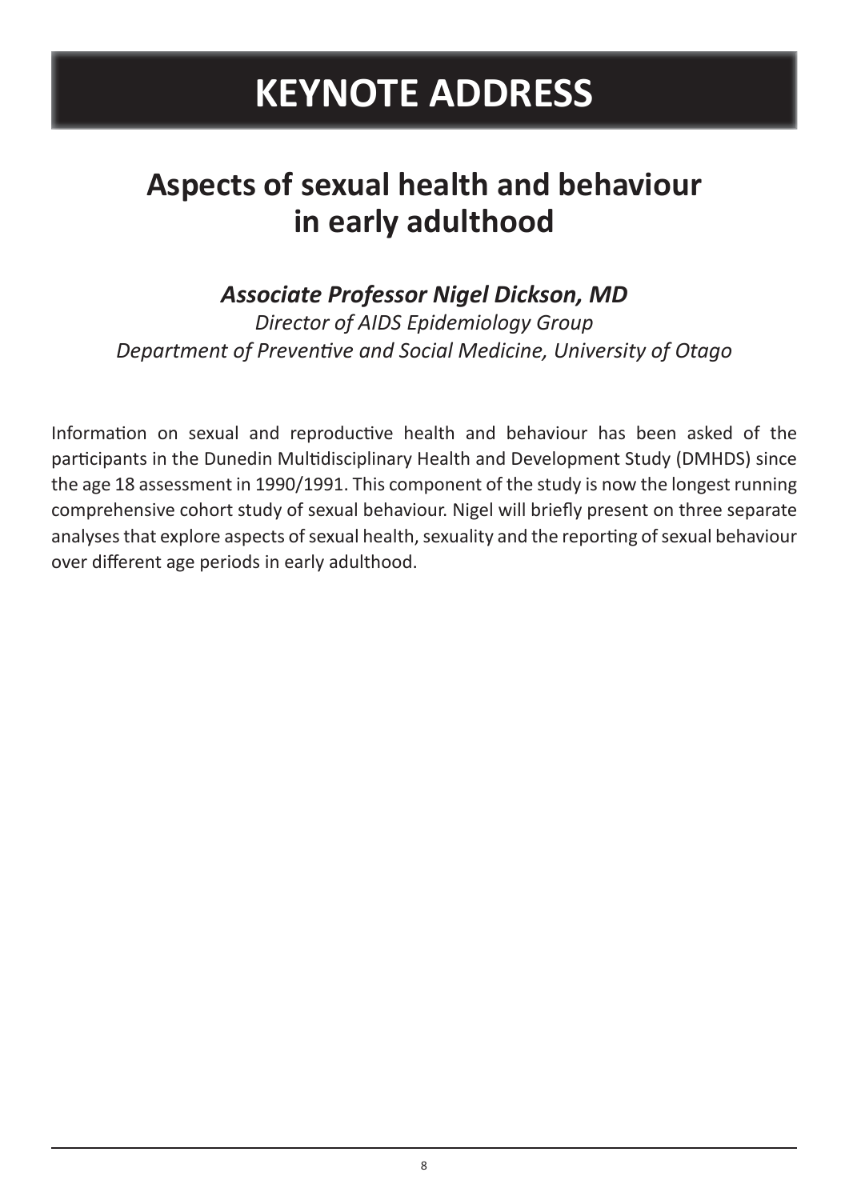# KEYNOTE ADDRESS

## Aspects of sexual health and behaviour in early adulthood

### *Associate Professor Nigel Dickson, MD*

*Director of AIDS Epidemiology Group*
*Department of Preventive and Social Medicine, University of Otago*

Information on sexual and reproductive health and behaviour has been asked of the participants in the Dunedin Multidisciplinary Health and Development Study (DMHDS) since the age 18 assessment in 1990/1991. This component of the study is now the longest running comprehensive cohort study of sexual behaviour. Nigel will briefly present on three separate analyses that explore aspects of sexual health, sexuality and the reporting of sexual behaviour over different age periods in early adulthood.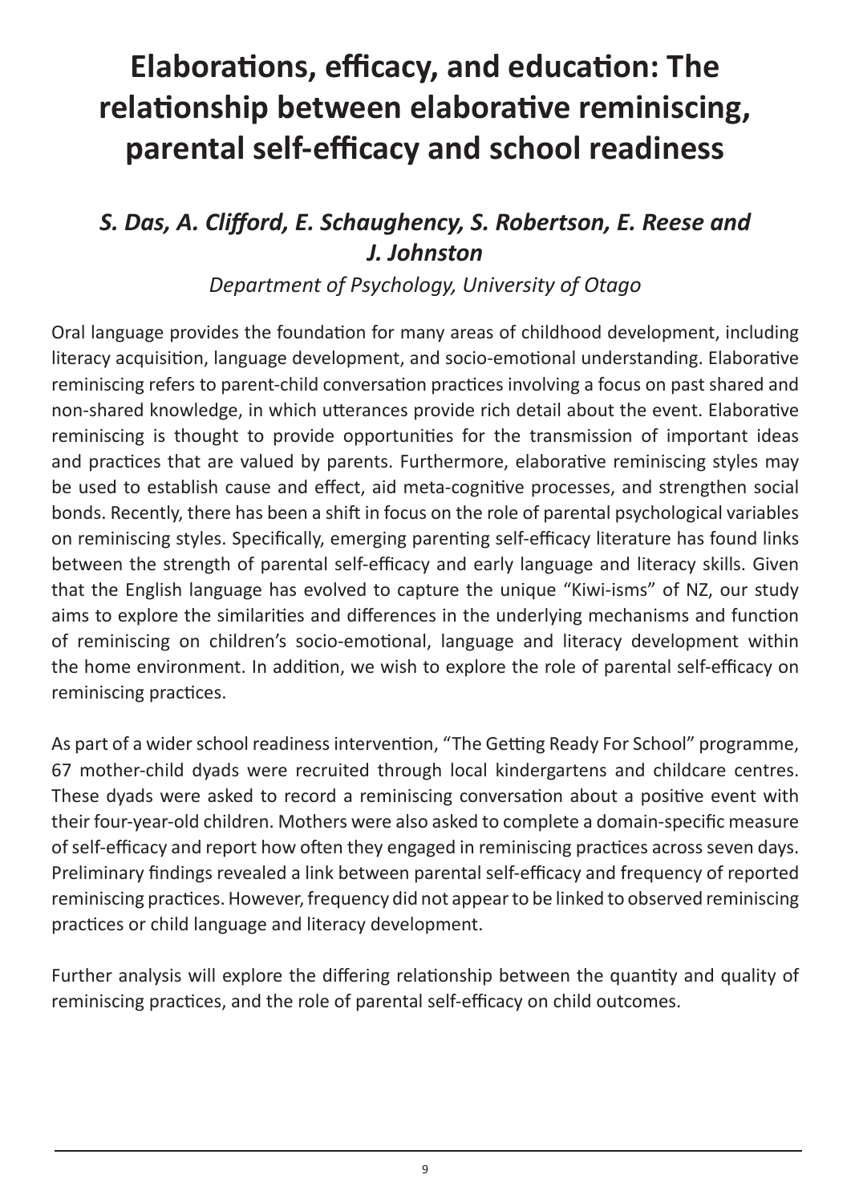# Elaborations, efficacy, and education: The relationship between elaborative reminiscing, parental self-efficacy and school readiness

## *S. Das, A. Clifford, E. Schaughency, S. Robertson, E. Reese and J. Johnston*

*Department of Psychology, University of Otago*

Oral language provides the foundation for many areas of childhood development, including literacy acquisition, language development, and socio-emotional understanding. Elaborative reminiscing refers to parent-child conversation practices involving a focus on past shared and non-shared knowledge, in which utterances provide rich detail about the event. Elaborative reminiscing is thought to provide opportunities for the transmission of important ideas and practices that are valued by parents. Furthermore, elaborative reminiscing styles may be used to establish cause and effect, aid meta-cognitive processes, and strengthen social bonds. Recently, there has been a shift in focus on the role of parental psychological variables on reminiscing styles. Specifically, emerging parenting self-efficacy literature has found links between the strength of parental self-efficacy and early language and literacy skills. Given that the English language has evolved to capture the unique "Kiwi-isms" of NZ, our study aims to explore the similarities and differences in the underlying mechanisms and function of reminiscing on children's socio-emotional, language and literacy development within the home environment. In addition, we wish to explore the role of parental self-efficacy on reminiscing practices.

As part of a wider school readiness intervention, "The Getting Ready For School" programme, 67 mother-child dyads were recruited through local kindergartens and childcare centres. These dyads were asked to record a reminiscing conversation about a positive event with their four-year-old children. Mothers were also asked to complete a domain-specific measure of self-efficacy and report how often they engaged in reminiscing practices across seven days. Preliminary findings revealed a link between parental self-efficacy and frequency of reported reminiscing practices. However, frequency did not appear to be linked to observed reminiscing practices or child language and literacy development.

Further analysis will explore the differing relationship between the quantity and quality of reminiscing practices, and the role of parental self-efficacy on child outcomes.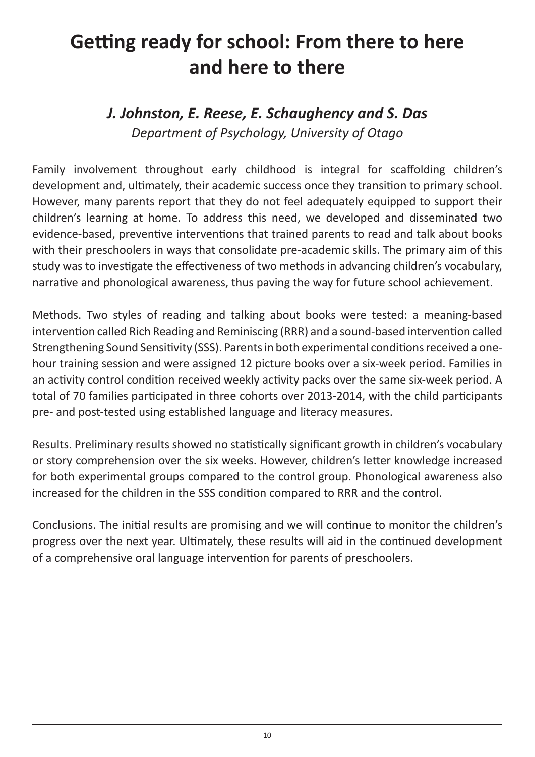# Getting ready for school: From there to here and here to there

### *J. Johnston, E. Reese, E. Schaughency and S. Das*

*Department of Psychology, University of Otago*

Family involvement throughout early childhood is integral for scaffolding children's development and, ultimately, their academic success once they transition to primary school. However, many parents report that they do not feel adequately equipped to support their children's learning at home. To address this need, we developed and disseminated two evidence-based, preventive interventions that trained parents to read and talk about books with their preschoolers in ways that consolidate pre-academic skills. The primary aim of this study was to investigate the effectiveness of two methods in advancing children's vocabulary, narrative and phonological awareness, thus paving the way for future school achievement.

Methods. Two styles of reading and talking about books were tested: a meaning-based intervention called Rich Reading and Reminiscing (RRR) and a sound-based intervention called Strengthening Sound Sensitivity (SSS). Parents in both experimental conditions received a one-hour training session and were assigned 12 picture books over a six-week period. Families in an activity control condition received weekly activity packs over the same six-week period. A total of 70 families participated in three cohorts over 2013-2014, with the child participants pre- and post-tested using established language and literacy measures.

Results. Preliminary results showed no statistically significant growth in children's vocabulary or story comprehension over the six weeks. However, children's letter knowledge increased for both experimental groups compared to the control group. Phonological awareness also increased for the children in the SSS condition compared to RRR and the control.

Conclusions. The initial results are promising and we will continue to monitor the children's progress over the next year. Ultimately, these results will aid in the continued development of a comprehensive oral language intervention for parents of preschoolers.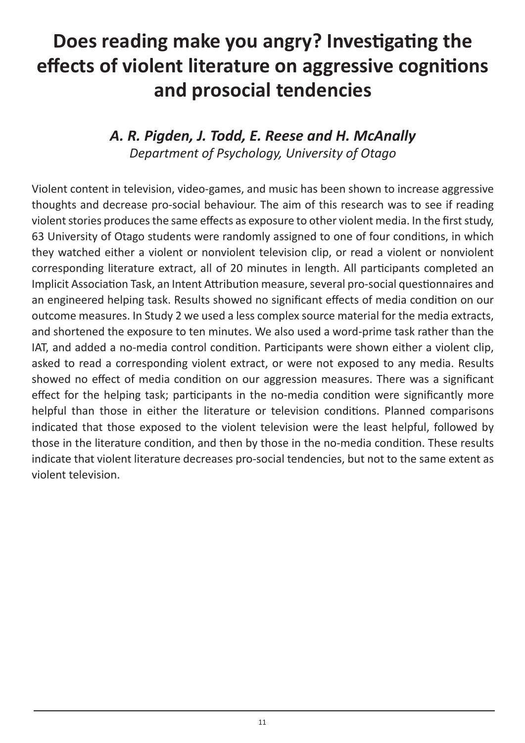# Does reading make you angry? Investigating the effects of violent literature on aggressive cognitions and prosocial tendencies

***A. R. Pigden, J. Todd, E. Reese and H. McAnally***

*Department of Psychology, University of Otago*

Violent content in television, video-games, and music has been shown to increase aggressive thoughts and decrease pro-social behaviour. The aim of this research was to see if reading violent stories produces the same effects as exposure to other violent media. In the first study, 63 University of Otago students were randomly assigned to one of four conditions, in which they watched either a violent or nonviolent television clip, or read a violent or nonviolent corresponding literature extract, all of 20 minutes in length. All participants completed an Implicit Association Task, an Intent Attribution measure, several pro-social questionnaires and an engineered helping task. Results showed no significant effects of media condition on our outcome measures. In Study 2 we used a less complex source material for the media extracts, and shortened the exposure to ten minutes. We also used a word-prime task rather than the IAT, and added a no-media control condition. Participants were shown either a violent clip, asked to read a corresponding violent extract, or were not exposed to any media. Results showed no effect of media condition on our aggression measures. There was a significant effect for the helping task; participants in the no-media condition were significantly more helpful than those in either the literature or television conditions. Planned comparisons indicated that those exposed to the violent television were the least helpful, followed by those in the literature condition, and then by those in the no-media condition. These results indicate that violent literature decreases pro-social tendencies, but not to the same extent as violent television.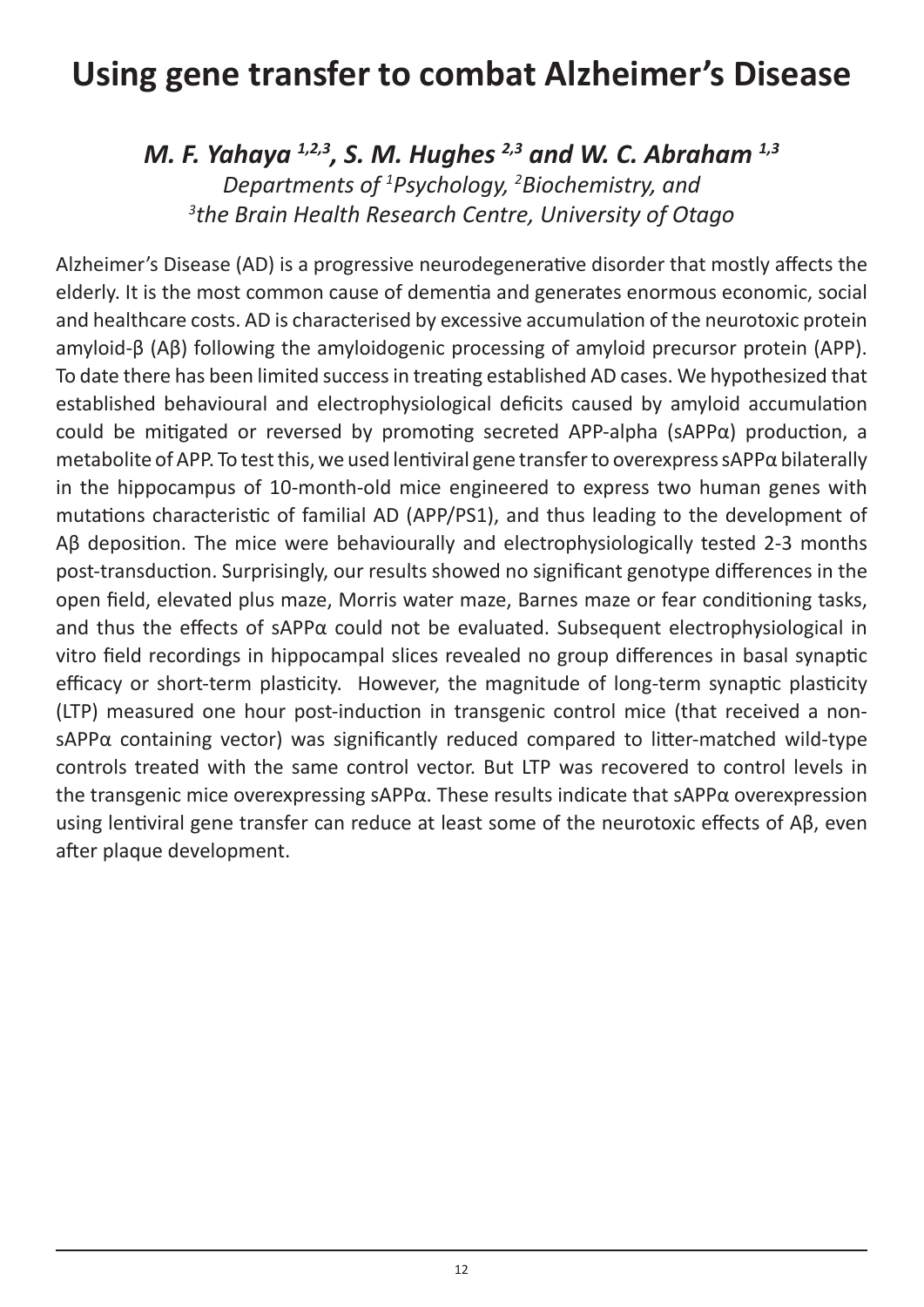# Using gene transfer to combat Alzheimer's Disease

***M. F. Yahaya [1,2,3], S. M. Hughes [2,3] and W. C. Abraham [1,3]***

*Departments of [1]Psychology, [2]Biochemistry, and [3]the Brain Health Research Centre, University of Otago*

Alzheimer's Disease (AD) is a progressive neurodegenerative disorder that mostly affects the elderly. It is the most common cause of dementia and generates enormous economic, social and healthcare costs. AD is characterised by excessive accumulation of the neurotoxic protein amyloid-β (Aβ) following the amyloidogenic processing of amyloid precursor protein (APP). To date there has been limited success in treating established AD cases. We hypothesized that established behavioural and electrophysiological deficits caused by amyloid accumulation could be mitigated or reversed by promoting secreted APP-alpha (sAPPα) production, a metabolite of APP. To test this, we used lentiviral gene transfer to overexpress sAPPα bilaterally in the hippocampus of 10-month-old mice engineered to express two human genes with mutations characteristic of familial AD (APP/PS1), and thus leading to the development of Aβ deposition. The mice were behaviourally and electrophysiologically tested 2-3 months post-transduction. Surprisingly, our results showed no significant genotype differences in the open field, elevated plus maze, Morris water maze, Barnes maze or fear conditioning tasks, and thus the effects of sAPPα could not be evaluated. Subsequent electrophysiological in vitro field recordings in hippocampal slices revealed no group differences in basal synaptic efficacy or short-term plasticity. However, the magnitude of long-term synaptic plasticity (LTP) measured one hour post-induction in transgenic control mice (that received a non-sAPPα containing vector) was significantly reduced compared to litter-matched wild-type controls treated with the same control vector. But LTP was recovered to control levels in the transgenic mice overexpressing sAPPα. These results indicate that sAPPα overexpression using lentiviral gene transfer can reduce at least some of the neurotoxic effects of Aβ, even after plaque development.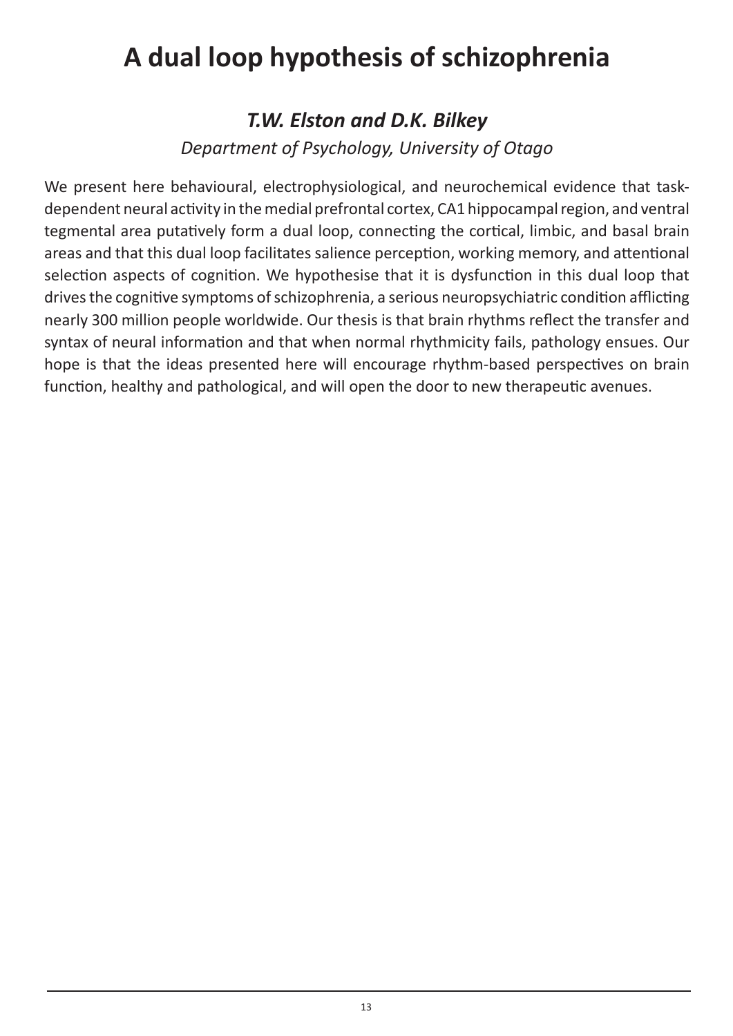# A dual loop hypothesis of schizophrenia

### *T.W. Elston and D.K. Bilkey*

*Department of Psychology, University of Otago*

We present here behavioural, electrophysiological, and neurochemical evidence that task-dependent neural activity in the medial prefrontal cortex, CA1 hippocampal region, and ventral tegmental area putatively form a dual loop, connecting the cortical, limbic, and basal brain areas and that this dual loop facilitates salience perception, working memory, and attentional selection aspects of cognition. We hypothesise that it is dysfunction in this dual loop that drives the cognitive symptoms of schizophrenia, a serious neuropsychiatric condition afflicting nearly 300 million people worldwide. Our thesis is that brain rhythms reflect the transfer and syntax of neural information and that when normal rhythmicity fails, pathology ensues. Our hope is that the ideas presented here will encourage rhythm-based perspectives on brain function, healthy and pathological, and will open the door to new therapeutic avenues.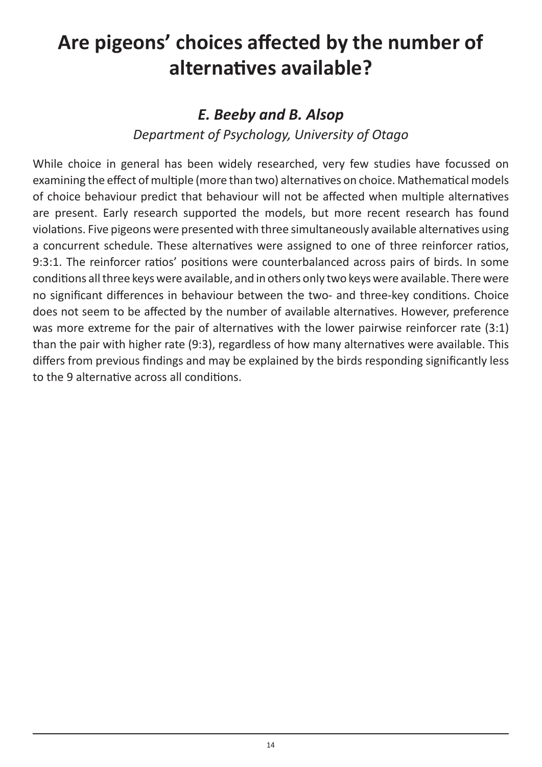# Are pigeons' choices affected by the number of alternatives available?

## *E. Beeby and B. Alsop*

*Department of Psychology, University of Otago*

While choice in general has been widely researched, very few studies have focussed on examining the effect of multiple (more than two) alternatives on choice. Mathematical models of choice behaviour predict that behaviour will not be affected when multiple alternatives are present. Early research supported the models, but more recent research has found violations. Five pigeons were presented with three simultaneously available alternatives using a concurrent schedule. These alternatives were assigned to one of three reinforcer ratios, 9:3:1. The reinforcer ratios' positions were counterbalanced across pairs of birds. In some conditions all three keys were available, and in others only two keys were available. There were no significant differences in behaviour between the two- and three-key conditions. Choice does not seem to be affected by the number of available alternatives. However, preference was more extreme for the pair of alternatives with the lower pairwise reinforcer rate (3:1) than the pair with higher rate (9:3), regardless of how many alternatives were available. This differs from previous findings and may be explained by the birds responding significantly less to the 9 alternative across all conditions.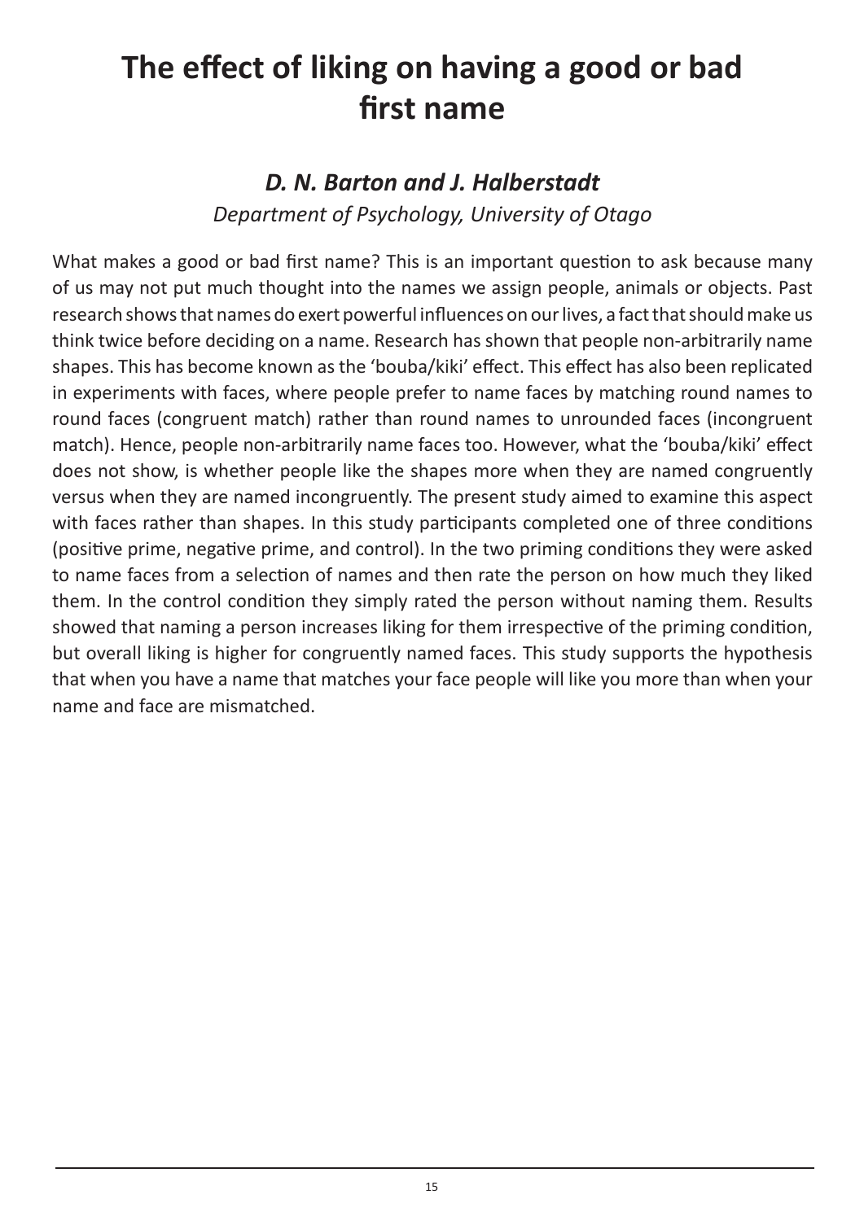# The effect of liking on having a good or bad first name

## *D. N. Barton and J. Halberstadt*

*Department of Psychology, University of Otago*

What makes a good or bad first name? This is an important question to ask because many of us may not put much thought into the names we assign people, animals or objects. Past research shows that names do exert powerful influences on our lives, a fact that should make us think twice before deciding on a name. Research has shown that people non-arbitrarily name shapes. This has become known as the 'bouba/kiki' effect. This effect has also been replicated in experiments with faces, where people prefer to name faces by matching round names to round faces (congruent match) rather than round names to unrounded faces (incongruent match). Hence, people non-arbitrarily name faces too. However, what the 'bouba/kiki' effect does not show, is whether people like the shapes more when they are named congruently versus when they are named incongruently. The present study aimed to examine this aspect with faces rather than shapes. In this study participants completed one of three conditions (positive prime, negative prime, and control). In the two priming conditions they were asked to name faces from a selection of names and then rate the person on how much they liked them. In the control condition they simply rated the person without naming them. Results showed that naming a person increases liking for them irrespective of the priming condition, but overall liking is higher for congruently named faces. This study supports the hypothesis that when you have a name that matches your face people will like you more than when your name and face are mismatched.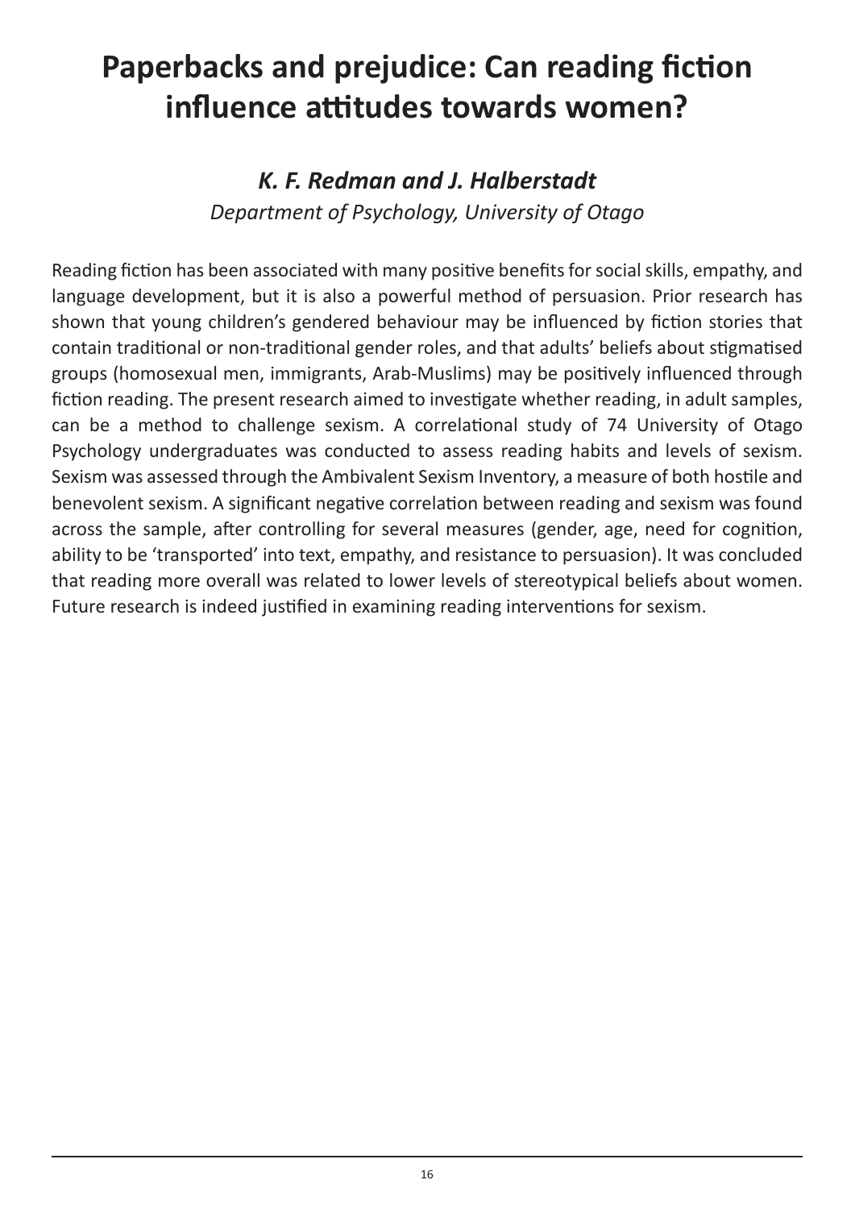# Paperbacks and prejudice: Can reading fiction influence attitudes towards women?

### *K. F. Redman and J. Halberstadt*

*Department of Psychology, University of Otago*

Reading fiction has been associated with many positive benefits for social skills, empathy, and language development, but it is also a powerful method of persuasion. Prior research has shown that young children's gendered behaviour may be influenced by fiction stories that contain traditional or non-traditional gender roles, and that adults' beliefs about stigmatised groups (homosexual men, immigrants, Arab-Muslims) may be positively influenced through fiction reading. The present research aimed to investigate whether reading, in adult samples, can be a method to challenge sexism. A correlational study of 74 University of Otago Psychology undergraduates was conducted to assess reading habits and levels of sexism. Sexism was assessed through the Ambivalent Sexism Inventory, a measure of both hostile and benevolent sexism. A significant negative correlation between reading and sexism was found across the sample, after controlling for several measures (gender, age, need for cognition, ability to be 'transported' into text, empathy, and resistance to persuasion). It was concluded that reading more overall was related to lower levels of stereotypical beliefs about women. Future research is indeed justified in examining reading interventions for sexism.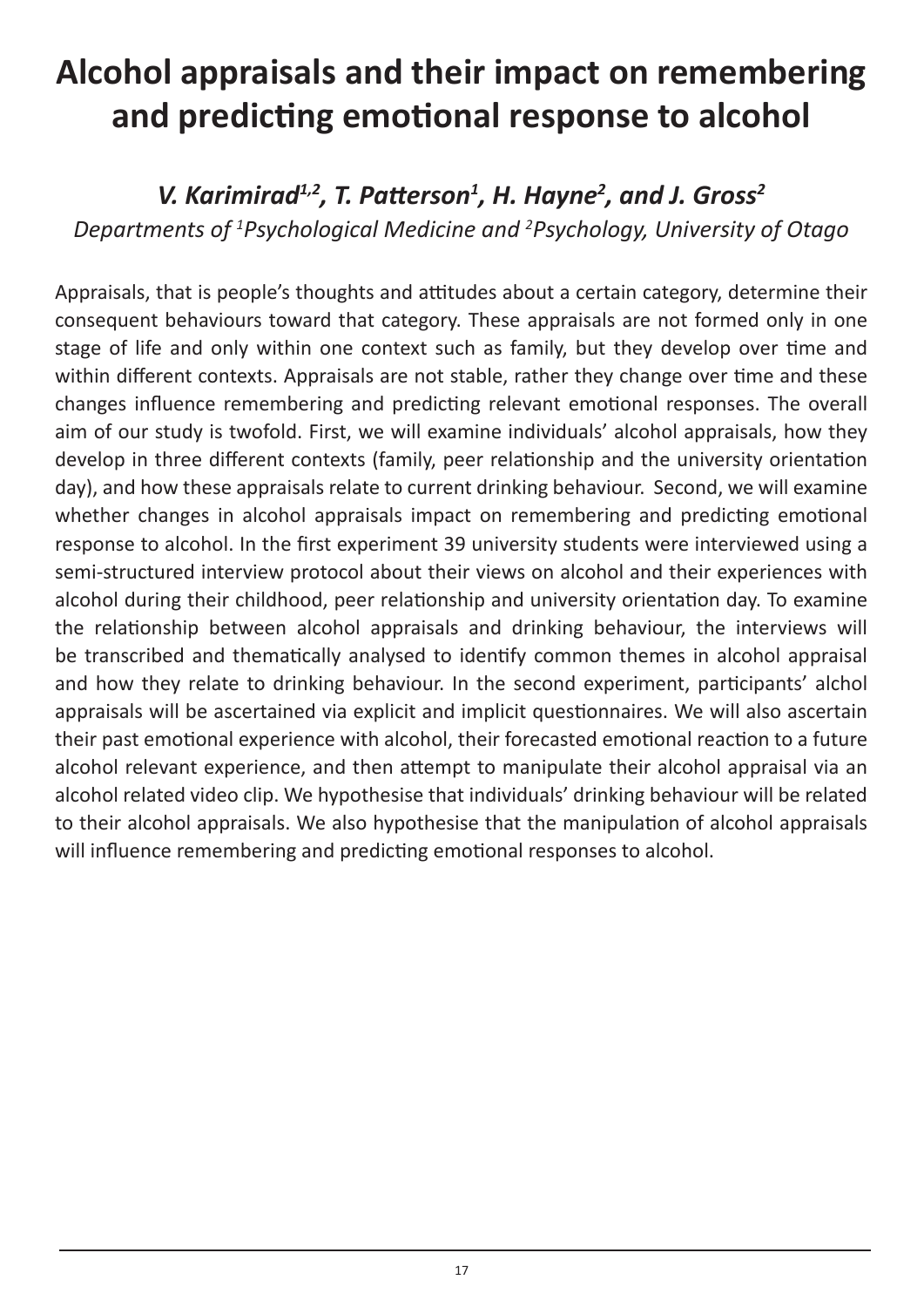# Alcohol appraisals and their impact on remembering and predicting emotional response to alcohol

### *V. Karimirad[1,2], T. Patterson[1], H. Hayne[2], and J. Gross[2]*

*Departments of [1]Psychological Medicine and [2]Psychology, University of Otago*

Appraisals, that is people's thoughts and attitudes about a certain category, determine their consequent behaviours toward that category. These appraisals are not formed only in one stage of life and only within one context such as family, but they develop over time and within different contexts. Appraisals are not stable, rather they change over time and these changes influence remembering and predicting relevant emotional responses. The overall aim of our study is twofold. First, we will examine individuals' alcohol appraisals, how they develop in three different contexts (family, peer relationship and the university orientation day), and how these appraisals relate to current drinking behaviour. Second, we will examine whether changes in alcohol appraisals impact on remembering and predicting emotional response to alcohol. In the first experiment 39 university students were interviewed using a semi-structured interview protocol about their views on alcohol and their experiences with alcohol during their childhood, peer relationship and university orientation day. To examine the relationship between alcohol appraisals and drinking behaviour, the interviews will be transcribed and thematically analysed to identify common themes in alcohol appraisal and how they relate to drinking behaviour. In the second experiment, participants' alchol appraisals will be ascertained via explicit and implicit questionnaires. We will also ascertain their past emotional experience with alcohol, their forecasted emotional reaction to a future alcohol relevant experience, and then attempt to manipulate their alcohol appraisal via an alcohol related video clip. We hypothesise that individuals' drinking behaviour will be related to their alcohol appraisals. We also hypothesise that the manipulation of alcohol appraisals will influence remembering and predicting emotional responses to alcohol.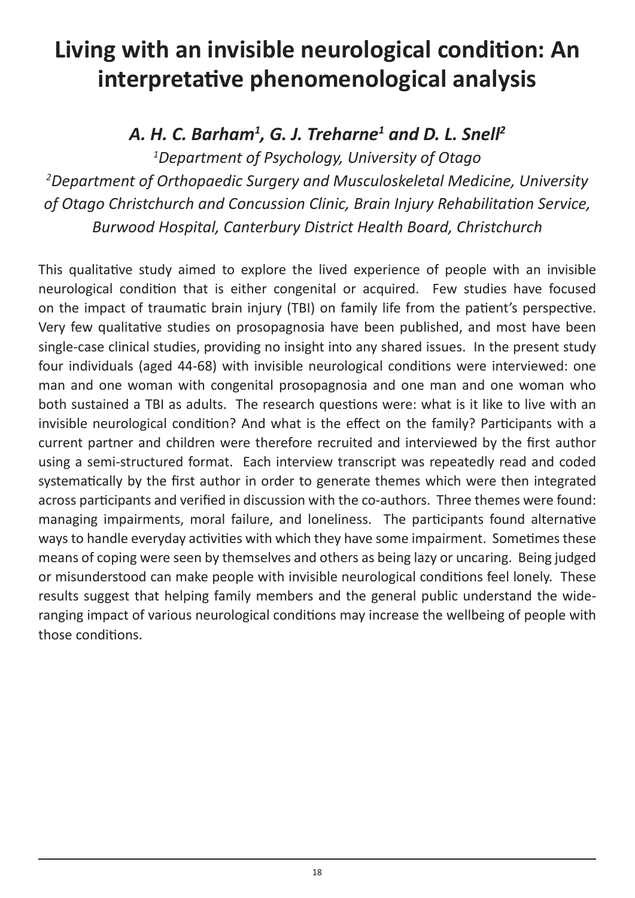# Living with an invisible neurological condition: An interpretative phenomenological analysis

***A. H. C. Barham[1], G. J. Treharne[1] and D. L. Snell[2]***

*[1]Department of Psychology, University of Otago*

*[2]Department of Orthopaedic Surgery and Musculoskeletal Medicine, University of Otago Christchurch and Concussion Clinic, Brain Injury Rehabilitation Service, Burwood Hospital, Canterbury District Health Board, Christchurch*

This qualitative study aimed to explore the lived experience of people with an invisible neurological condition that is either congenital or acquired. Few studies have focused on the impact of traumatic brain injury (TBI) on family life from the patient's perspective. Very few qualitative studies on prosopagnosia have been published, and most have been single-case clinical studies, providing no insight into any shared issues. In the present study four individuals (aged 44-68) with invisible neurological conditions were interviewed: one man and one woman with congenital prosopagnosia and one man and one woman who both sustained a TBI as adults. The research questions were: what is it like to live with an invisible neurological condition? And what is the effect on the family? Participants with a current partner and children were therefore recruited and interviewed by the first author using a semi-structured format. Each interview transcript was repeatedly read and coded systematically by the first author in order to generate themes which were then integrated across participants and verified in discussion with the co-authors. Three themes were found: managing impairments, moral failure, and loneliness. The participants found alternative ways to handle everyday activities with which they have some impairment. Sometimes these means of coping were seen by themselves and others as being lazy or uncaring. Being judged or misunderstood can make people with invisible neurological conditions feel lonely. These results suggest that helping family members and the general public understand the wide-ranging impact of various neurological conditions may increase the wellbeing of people with those conditions.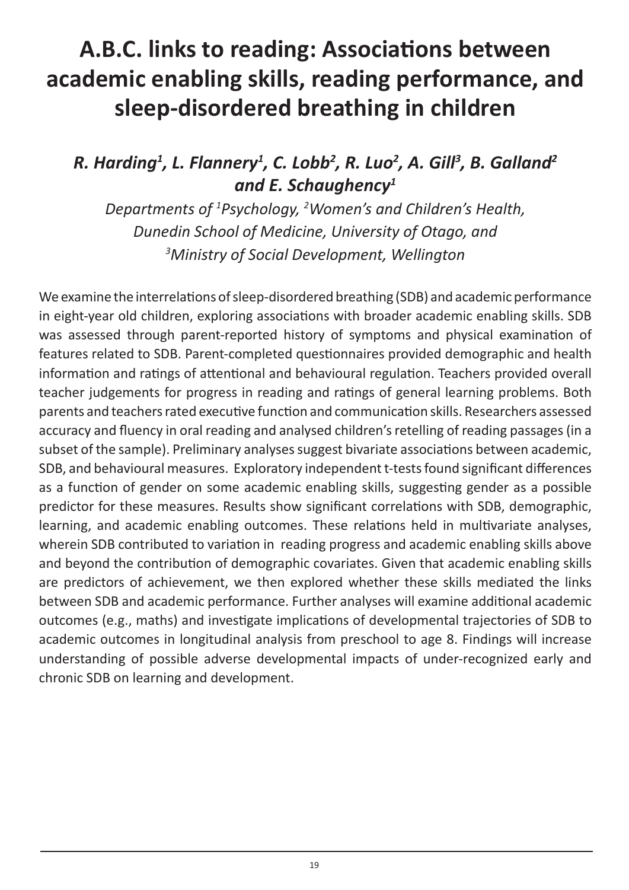# A.B.C. links to reading: Associations between academic enabling skills, reading performance, and sleep-disordered breathing in children

## *R. Harding[1], L. Flannery[1], C. Lobb[2], R. Luo[2], A. Gill[3], B. Galland[2] and E. Schaughency[1]*

*Departments of [1]Psychology, [2]Women's and Children's Health, Dunedin School of Medicine, University of Otago, and [3]Ministry of Social Development, Wellington*

We examine the interrelations of sleep-disordered breathing (SDB) and academic performance in eight-year old children, exploring associations with broader academic enabling skills. SDB was assessed through parent-reported history of symptoms and physical examination of features related to SDB. Parent-completed questionnaires provided demographic and health information and ratings of attentional and behavioural regulation. Teachers provided overall teacher judgements for progress in reading and ratings of general learning problems. Both parents and teachers rated executive function and communication skills. Researchers assessed accuracy and fluency in oral reading and analysed children's retelling of reading passages (in a subset of the sample). Preliminary analyses suggest bivariate associations between academic, SDB, and behavioural measures. Exploratory independent t-tests found significant differences as a function of gender on some academic enabling skills, suggesting gender as a possible predictor for these measures. Results show significant correlations with SDB, demographic, learning, and academic enabling outcomes. These relations held in multivariate analyses, wherein SDB contributed to variation in reading progress and academic enabling skills above and beyond the contribution of demographic covariates. Given that academic enabling skills are predictors of achievement, we then explored whether these skills mediated the links between SDB and academic performance. Further analyses will examine additional academic outcomes (e.g., maths) and investigate implications of developmental trajectories of SDB to academic outcomes in longitudinal analysis from preschool to age 8. Findings will increase understanding of possible adverse developmental impacts of under-recognized early and chronic SDB on learning and development.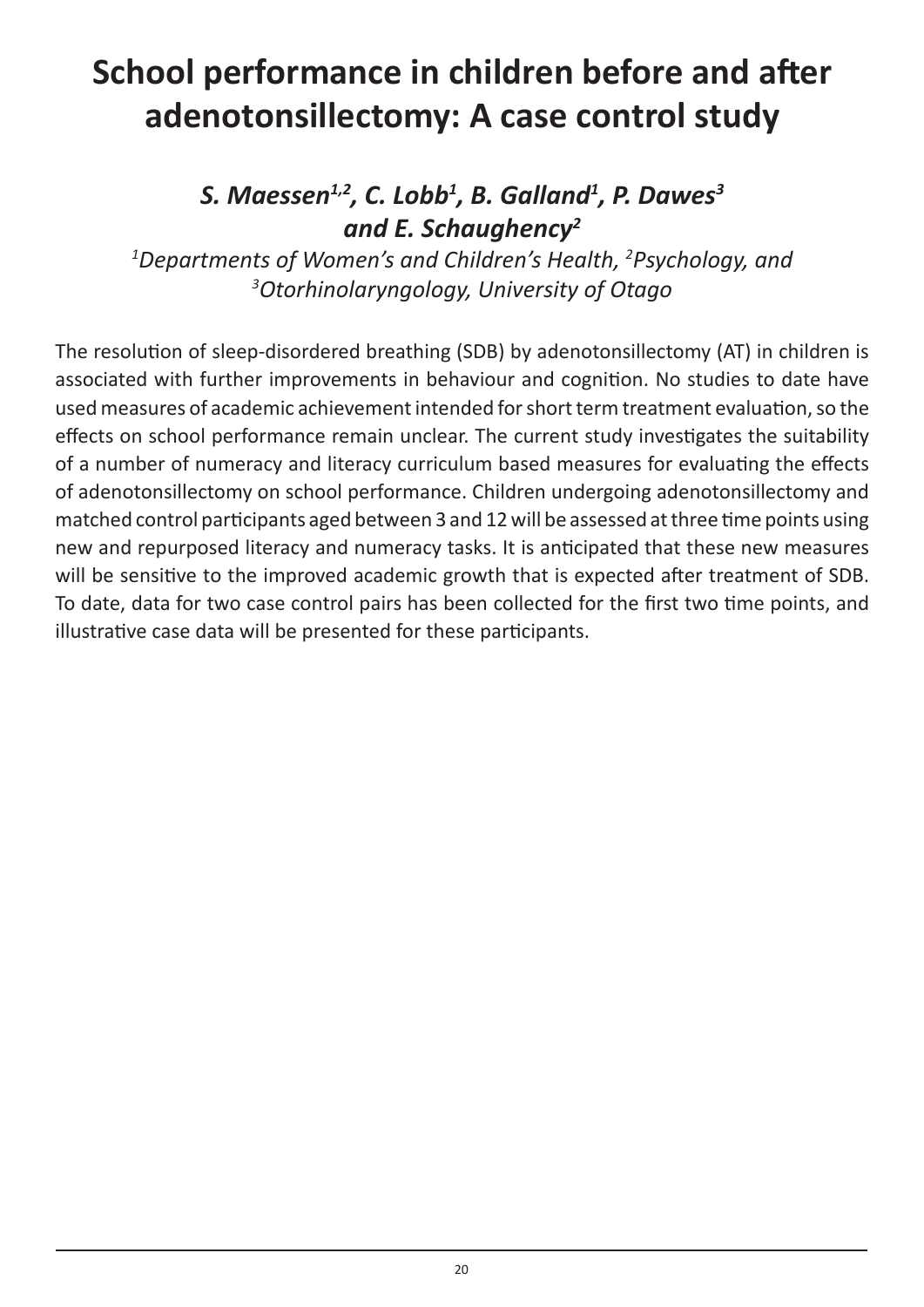# School performance in children before and after adenotonsillectomy: A case control study

## *S. Maessen[1,2], C. Lobb[1], B. Galland[1], P. Dawes[3] and E. Schaughency[2]*

*[1]Departments of Women's and Children's Health, [2]Psychology, and [3]Otorhinolaryngology, University of Otago*

The resolution of sleep-disordered breathing (SDB) by adenotonsillectomy (AT) in children is associated with further improvements in behaviour and cognition. No studies to date have used measures of academic achievement intended for short term treatment evaluation, so the effects on school performance remain unclear. The current study investigates the suitability of a number of numeracy and literacy curriculum based measures for evaluating the effects of adenotonsillectomy on school performance. Children undergoing adenotonsillectomy and matched control participants aged between 3 and 12 will be assessed at three time points using new and repurposed literacy and numeracy tasks. It is anticipated that these new measures will be sensitive to the improved academic growth that is expected after treatment of SDB. To date, data for two case control pairs has been collected for the first two time points, and illustrative case data will be presented for these participants.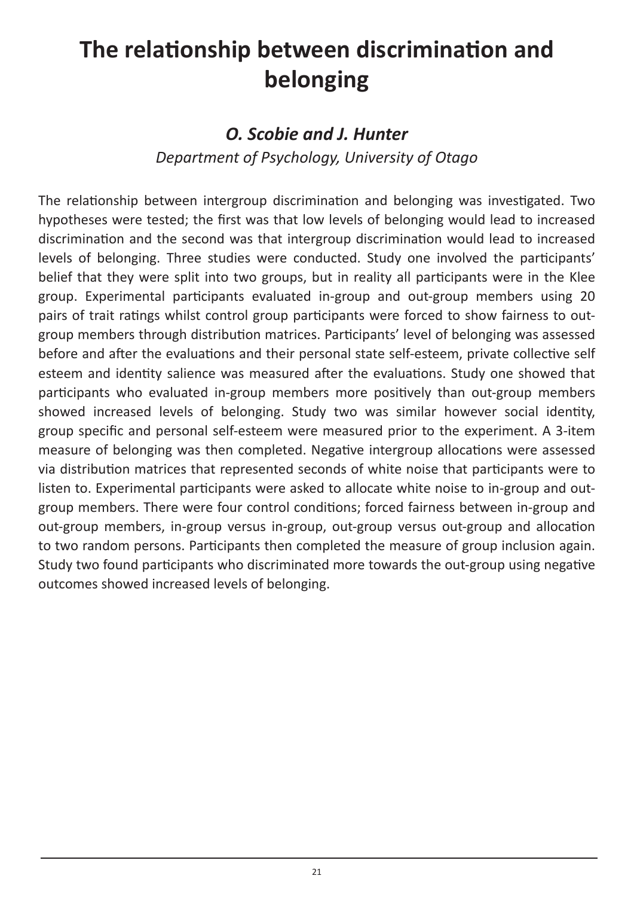# The relationship between discrimination and belonging

### *O. Scobie and J. Hunter*

*Department of Psychology, University of Otago*

The relationship between intergroup discrimination and belonging was investigated. Two hypotheses were tested; the first was that low levels of belonging would lead to increased discrimination and the second was that intergroup discrimination would lead to increased levels of belonging. Three studies were conducted. Study one involved the participants' belief that they were split into two groups, but in reality all participants were in the Klee group. Experimental participants evaluated in-group and out-group members using 20 pairs of trait ratings whilst control group participants were forced to show fairness to out-group members through distribution matrices. Participants' level of belonging was assessed before and after the evaluations and their personal state self-esteem, private collective self esteem and identity salience was measured after the evaluations. Study one showed that participants who evaluated in-group members more positively than out-group members showed increased levels of belonging. Study two was similar however social identity, group specific and personal self-esteem were measured prior to the experiment. A 3-item measure of belonging was then completed. Negative intergroup allocations were assessed via distribution matrices that represented seconds of white noise that participants were to listen to. Experimental participants were asked to allocate white noise to in-group and out-group members. There were four control conditions; forced fairness between in-group and out-group members, in-group versus in-group, out-group versus out-group and allocation to two random persons. Participants then completed the measure of group inclusion again. Study two found participants who discriminated more towards the out-group using negative outcomes showed increased levels of belonging.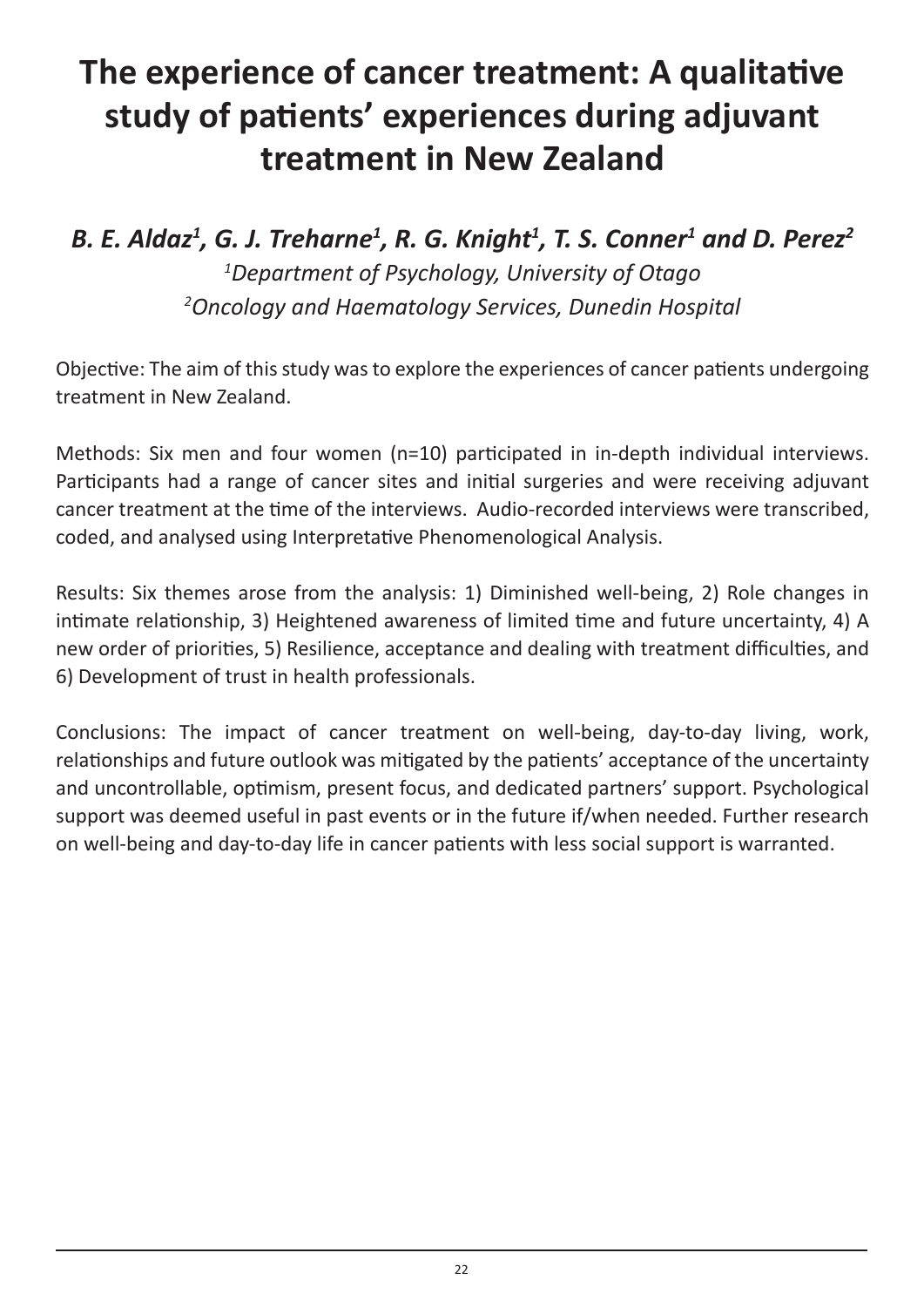# The experience of cancer treatment: A qualitative study of patients' experiences during adjuvant treatment in New Zealand

***B. E. Aldaz[1], G. J. Treharne[1], R. G. Knight[1], T. S. Conner[1] and D. Perez[2]***

*[1]Department of Psychology, University of Otago*

*[2]Oncology and Haematology Services, Dunedin Hospital*

Objective: The aim of this study was to explore the experiences of cancer patients undergoing treatment in New Zealand.

Methods: Six men and four women (n=10) participated in in-depth individual interviews. Participants had a range of cancer sites and initial surgeries and were receiving adjuvant cancer treatment at the time of the interviews. Audio-recorded interviews were transcribed, coded, and analysed using Interpretative Phenomenological Analysis.

Results: Six themes arose from the analysis: 1) Diminished well-being, 2) Role changes in intimate relationship, 3) Heightened awareness of limited time and future uncertainty, 4) A new order of priorities, 5) Resilience, acceptance and dealing with treatment difficulties, and 6) Development of trust in health professionals.

Conclusions: The impact of cancer treatment on well-being, day-to-day living, work, relationships and future outlook was mitigated by the patients' acceptance of the uncertainty and uncontrollable, optimism, present focus, and dedicated partners' support. Psychological support was deemed useful in past events or in the future if/when needed. Further research on well-being and day-to-day life in cancer patients with less social support is warranted.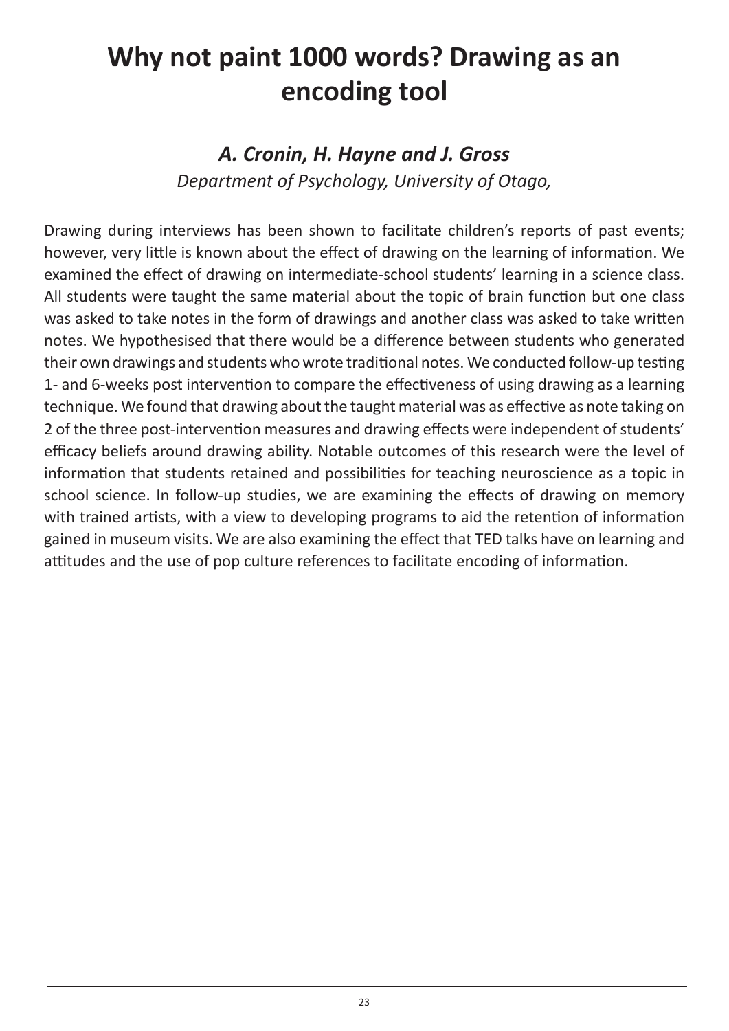# Why not paint 1000 words? Drawing as an encoding tool

### *A. Cronin, H. Hayne and J. Gross*

*Department of Psychology, University of Otago,*

Drawing during interviews has been shown to facilitate children's reports of past events; however, very little is known about the effect of drawing on the learning of information. We examined the effect of drawing on intermediate-school students' learning in a science class. All students were taught the same material about the topic of brain function but one class was asked to take notes in the form of drawings and another class was asked to take written notes. We hypothesised that there would be a difference between students who generated their own drawings and students who wrote traditional notes. We conducted follow-up testing 1- and 6-weeks post intervention to compare the effectiveness of using drawing as a learning technique. We found that drawing about the taught material was as effective as note taking on 2 of the three post-intervention measures and drawing effects were independent of students' efficacy beliefs around drawing ability. Notable outcomes of this research were the level of information that students retained and possibilities for teaching neuroscience as a topic in school science. In follow-up studies, we are examining the effects of drawing on memory with trained artists, with a view to developing programs to aid the retention of information gained in museum visits. We are also examining the effect that TED talks have on learning and attitudes and the use of pop culture references to facilitate encoding of information.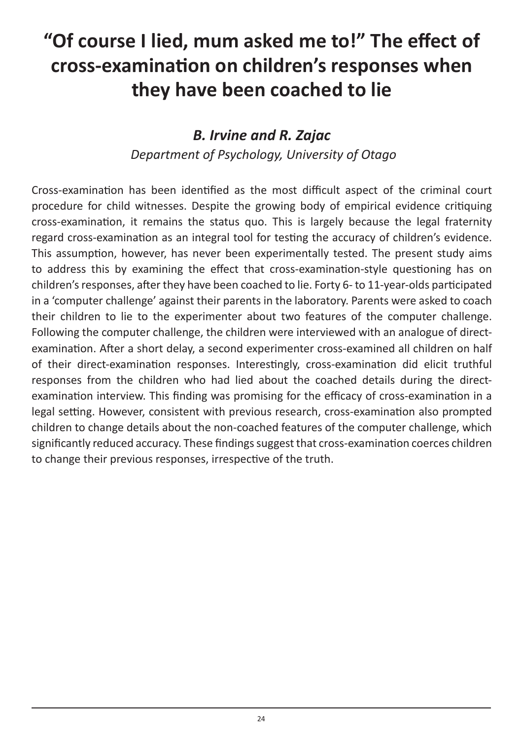# "Of course I lied, mum asked me to!" The effect of cross-examination on children's responses when they have been coached to lie

### *B. Irvine and R. Zajac*

*Department of Psychology, University of Otago*

Cross-examination has been identified as the most difficult aspect of the criminal court procedure for child witnesses. Despite the growing body of empirical evidence critiquing cross-examination, it remains the status quo. This is largely because the legal fraternity regard cross-examination as an integral tool for testing the accuracy of children's evidence. This assumption, however, has never been experimentally tested. The present study aims to address this by examining the effect that cross-examination-style questioning has on children's responses, after they have been coached to lie. Forty 6- to 11-year-olds participated in a 'computer challenge' against their parents in the laboratory. Parents were asked to coach their children to lie to the experimenter about two features of the computer challenge. Following the computer challenge, the children were interviewed with an analogue of direct-examination. After a short delay, a second experimenter cross-examined all children on half of their direct-examination responses. Interestingly, cross-examination did elicit truthful responses from the children who had lied about the coached details during the direct-examination interview. This finding was promising for the efficacy of cross-examination in a legal setting. However, consistent with previous research, cross-examination also prompted children to change details about the non-coached features of the computer challenge, which significantly reduced accuracy. These findings suggest that cross-examination coerces children to change their previous responses, irrespective of the truth.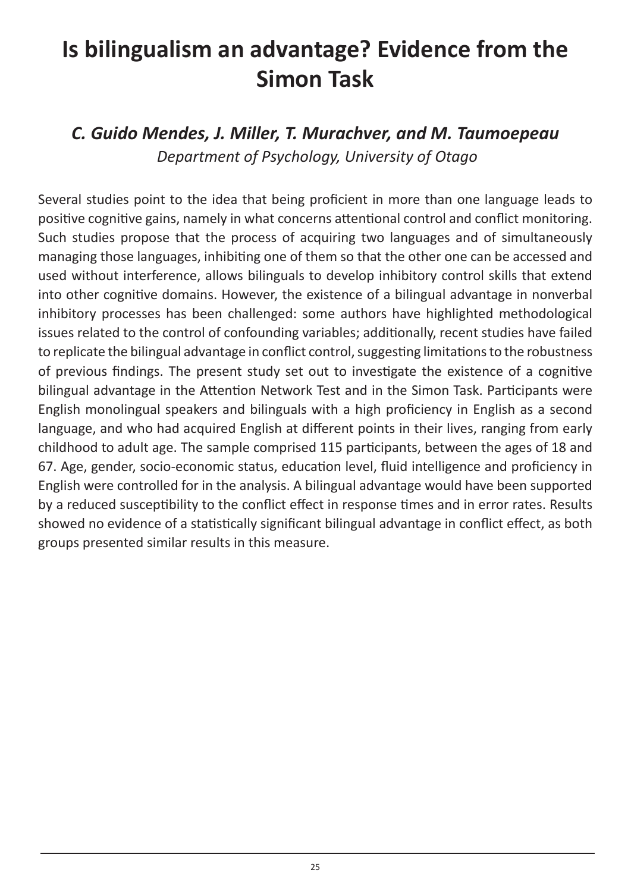# Is bilingualism an advantage? Evidence from the Simon Task

## *C. Guido Mendes, J. Miller, T. Murachver, and M. Taumoepeau*

*Department of Psychology, University of Otago*

Several studies point to the idea that being proficient in more than one language leads to positive cognitive gains, namely in what concerns attentional control and conflict monitoring. Such studies propose that the process of acquiring two languages and of simultaneously managing those languages, inhibiting one of them so that the other one can be accessed and used without interference, allows bilinguals to develop inhibitory control skills that extend into other cognitive domains. However, the existence of a bilingual advantage in nonverbal inhibitory processes has been challenged: some authors have highlighted methodological issues related to the control of confounding variables; additionally, recent studies have failed to replicate the bilingual advantage in conflict control, suggesting limitations to the robustness of previous findings. The present study set out to investigate the existence of a cognitive bilingual advantage in the Attention Network Test and in the Simon Task. Participants were English monolingual speakers and bilinguals with a high proficiency in English as a second language, and who had acquired English at different points in their lives, ranging from early childhood to adult age. The sample comprised 115 participants, between the ages of 18 and 67. Age, gender, socio-economic status, education level, fluid intelligence and proficiency in English were controlled for in the analysis. A bilingual advantage would have been supported by a reduced susceptibility to the conflict effect in response times and in error rates. Results showed no evidence of a statistically significant bilingual advantage in conflict effect, as both groups presented similar results in this measure.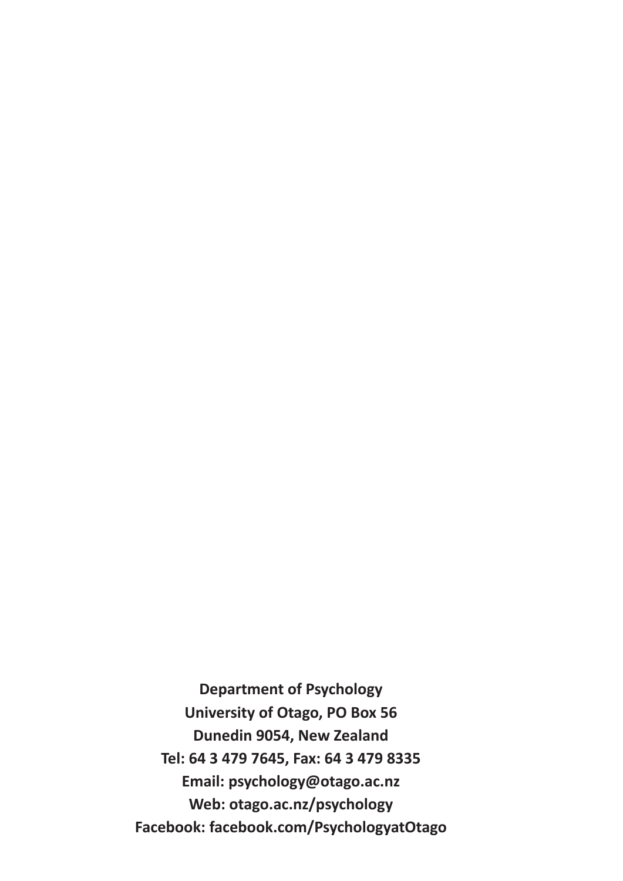**Department of Psychology**
**University of Otago, PO Box 56**
**Dunedin 9054, New Zealand**
**Tel: 64 3 479 7645, Fax: 64 3 479 8335**
**Email: psychology@otago.ac.nz**
**Web: otago.ac.nz/psychology**
**Facebook: facebook.com/PsychologyatOtago**